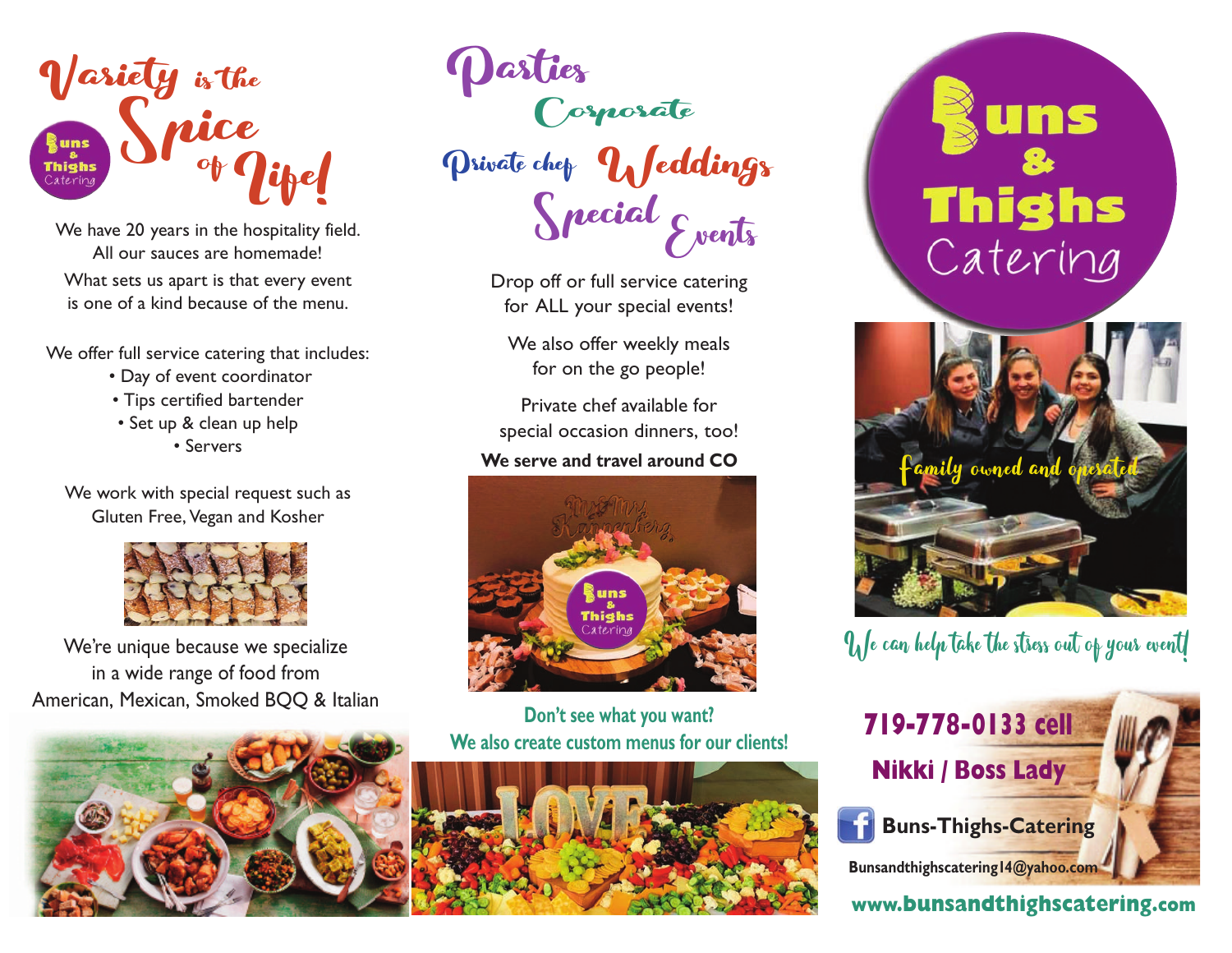# Variety is the Spice of Life!

We have 20 years in the hospitality field.
All our sauces are homemade!
What sets us apart is that every event is one of a kind because of the menu.

We offer full service catering that includes:

- Day of event coordinator
- Tips certified bartender
- Set up & clean up help
- Servers

We work with special request such as Gluten Free, Vegan and Kosher

We're unique because we specialize in a wide range of food from American, Mexican, Smoked BQQ & Italian

## Parties
## Corporate
## Private chef Weddings
## Special Events

Drop off or full service catering for ALL your special events!

We also offer weekly meals for on the go people!

Private chef available for special occasion dinners, too!

**We serve and travel around CO**

**Don't see what you want?**
**We also create custom menus for our clients!**

# Buns & Thighs Catering

*Family owned and operated*

*We can help take the stress out of your event!*

**719-778-0133 cell**

**Nikki / Boss Lady**

**Buns-Thighs-Catering**

Bunsandthighscatering14@yahoo.com

**www.bunsandthighscatering.com**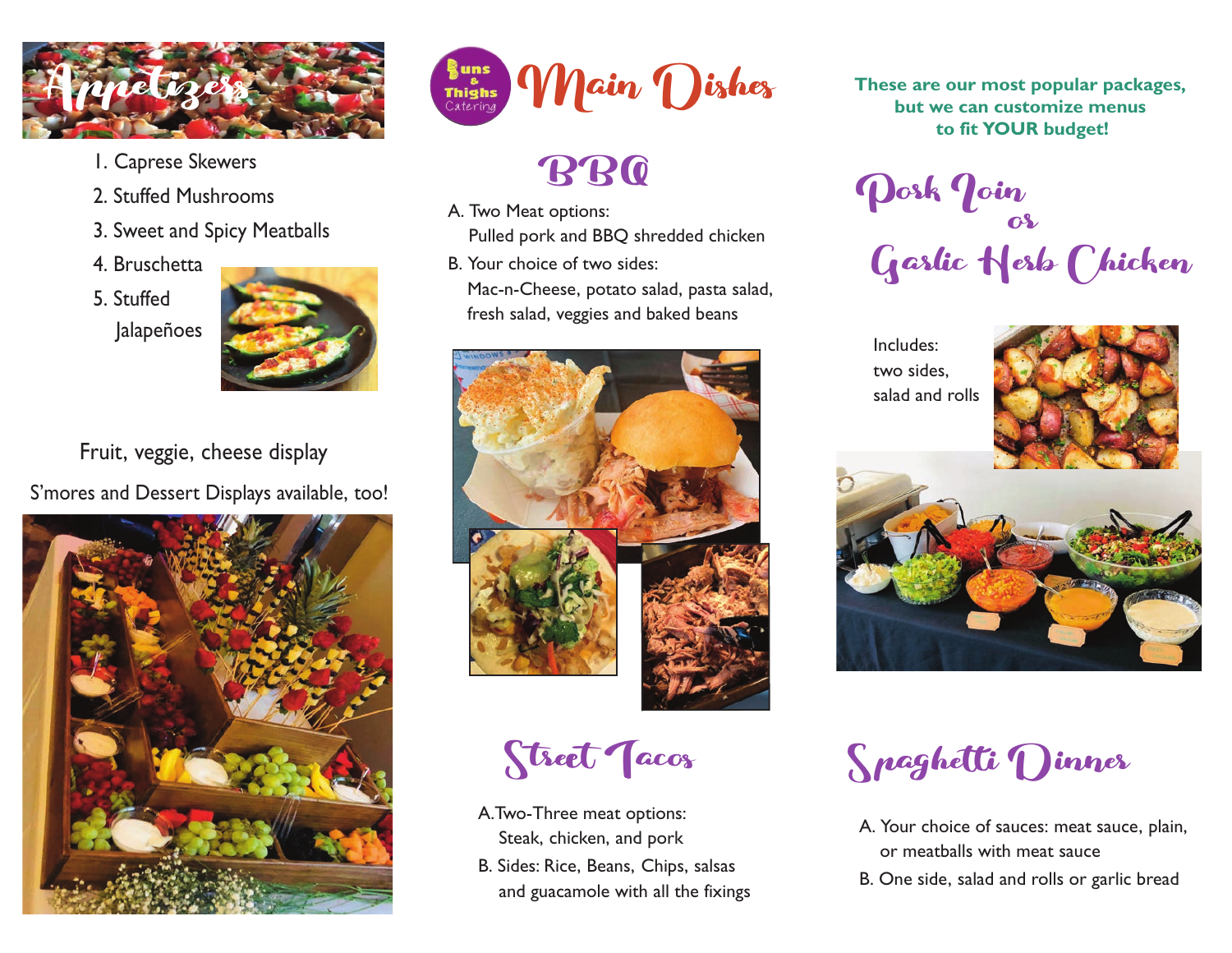# Appetizers

1. Caprese Skewers
2. Stuffed Mushrooms
3. Sweet and Spicy Meatballs
4. Bruschetta
5. Stuffed Jalapeñoes

Fruit, veggie, cheese display

S'mores and Dessert Displays available, too!

# Main Dishes

## BBQ

A. Two Meat options:
 Pulled pork and BBQ shredded chicken

B. Your choice of two sides:
 Mac-n-Cheese, potato salad, pasta salad, fresh salad, veggies and baked beans

## Street Tacos

A. Two-Three meat options:
 Steak, chicken, and pork

B. Sides: Rice, Beans, Chips, salsas and guacamole with all the fixings

**These are our most popular packages, but we can customize menus to fit YOUR budget!**

## Pork Loin or Garlic Herb Chicken

Includes:
two sides,
salad and rolls

## Spaghetti Dinner

A. Your choice of sauces: meat sauce, plain, or meatballs with meat sauce

B. One side, salad and rolls or garlic bread